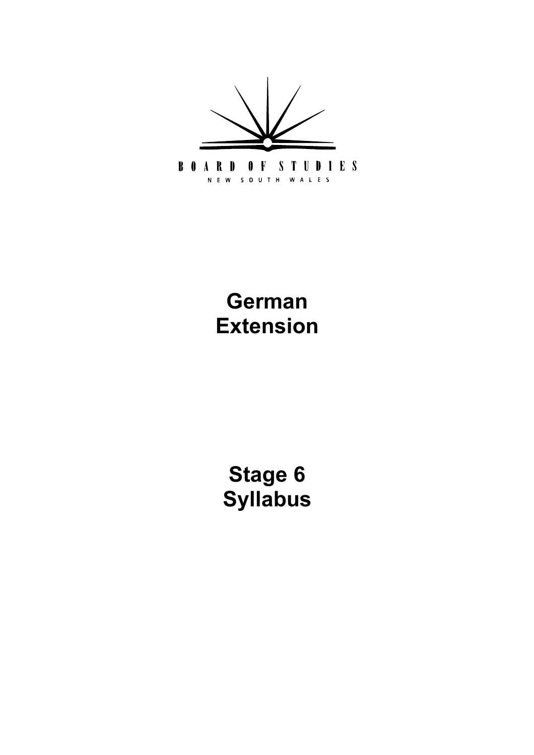BOARD OF STUDIES

NEW SOUTH WALES

# German Extension

# Stage 6 Syllabus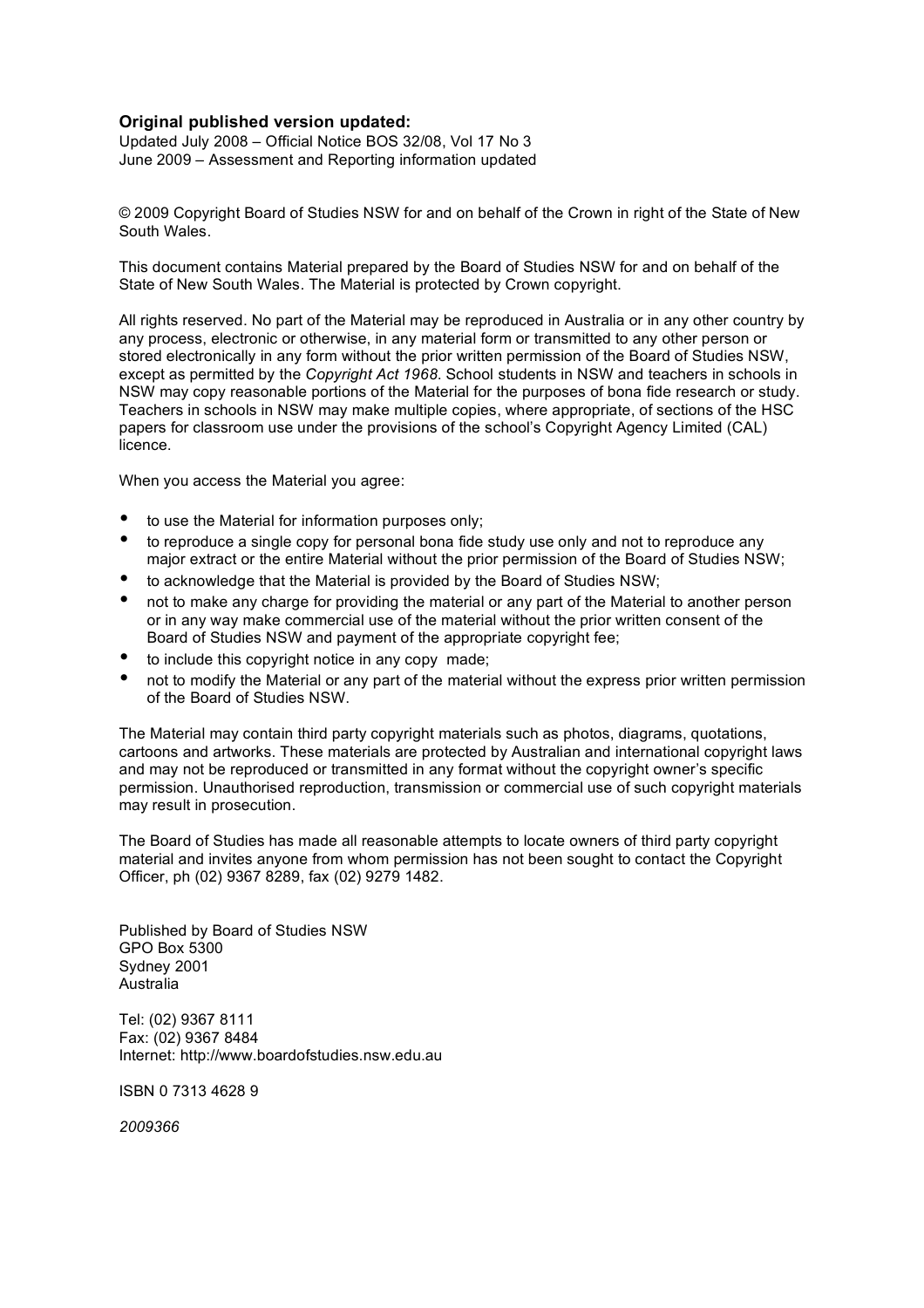**Original published version updated:**
Updated July 2008 – Official Notice BOS 32/08, Vol 17 No 3
June 2009 – Assessment and Reporting information updated

© 2009 Copyright Board of Studies NSW for and on behalf of the Crown in right of the State of New South Wales.

This document contains Material prepared by the Board of Studies NSW for and on behalf of the State of New South Wales. The Material is protected by Crown copyright.

All rights reserved. No part of the Material may be reproduced in Australia or in any other country by any process, electronic or otherwise, in any material form or transmitted to any other person or stored electronically in any form without the prior written permission of the Board of Studies NSW, except as permitted by the *Copyright Act 1968*. School students in NSW and teachers in schools in NSW may copy reasonable portions of the Material for the purposes of bona fide research or study. Teachers in schools in NSW may make multiple copies, where appropriate, of sections of the HSC papers for classroom use under the provisions of the school's Copyright Agency Limited (CAL) licence.

When you access the Material you agree:

- to use the Material for information purposes only;
- to reproduce a single copy for personal bona fide study use only and not to reproduce any major extract or the entire Material without the prior permission of the Board of Studies NSW;
- to acknowledge that the Material is provided by the Board of Studies NSW;
- not to make any charge for providing the material or any part of the Material to another person or in any way make commercial use of the material without the prior written consent of the Board of Studies NSW and payment of the appropriate copyright fee;
- to include this copyright notice in any copy made;
- not to modify the Material or any part of the material without the express prior written permission of the Board of Studies NSW.

The Material may contain third party copyright materials such as photos, diagrams, quotations, cartoons and artworks. These materials are protected by Australian and international copyright laws and may not be reproduced or transmitted in any format without the copyright owner's specific permission. Unauthorised reproduction, transmission or commercial use of such copyright materials may result in prosecution.

The Board of Studies has made all reasonable attempts to locate owners of third party copyright material and invites anyone from whom permission has not been sought to contact the Copyright Officer, ph (02) 9367 8289, fax (02) 9279 1482.

Published by Board of Studies NSW
GPO Box 5300
Sydney 2001
Australia

Tel: (02) 9367 8111
Fax: (02) 9367 8484
Internet: http://www.boardofstudies.nsw.edu.au

ISBN 0 7313 4628 9

*2009366*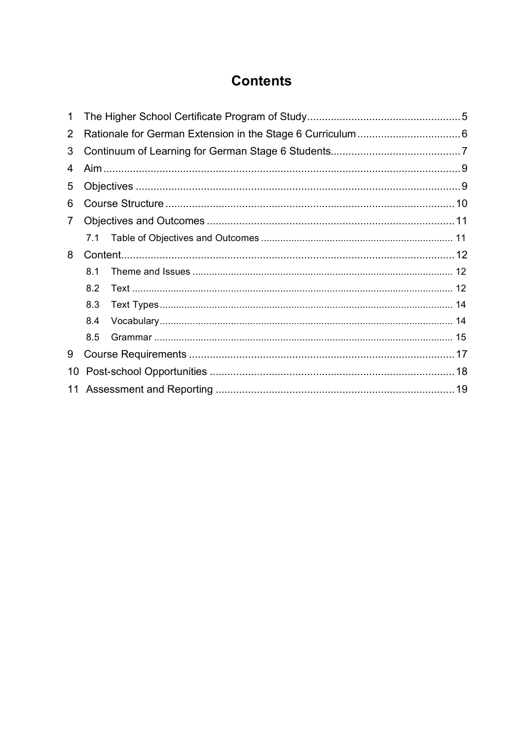# Contents

1 The Higher School Certificate Program of Study .......... 5
2 Rationale for German Extension in the Stage 6 Curriculum .......... 6
3 Continuum of Learning for German Stage 6 Students .......... 7
4 Aim .......... 9
5 Objectives .......... 9
6 Course Structure .......... 10
7 Objectives and Outcomes .......... 11
  7.1 Table of Objectives and Outcomes .......... 11
8 Content .......... 12
  8.1 Theme and Issues .......... 12
  8.2 Text .......... 12
  8.3 Text Types .......... 14
  8.4 Vocabulary .......... 14
  8.5 Grammar .......... 15
9 Course Requirements .......... 17
10 Post-school Opportunities .......... 18
11 Assessment and Reporting .......... 19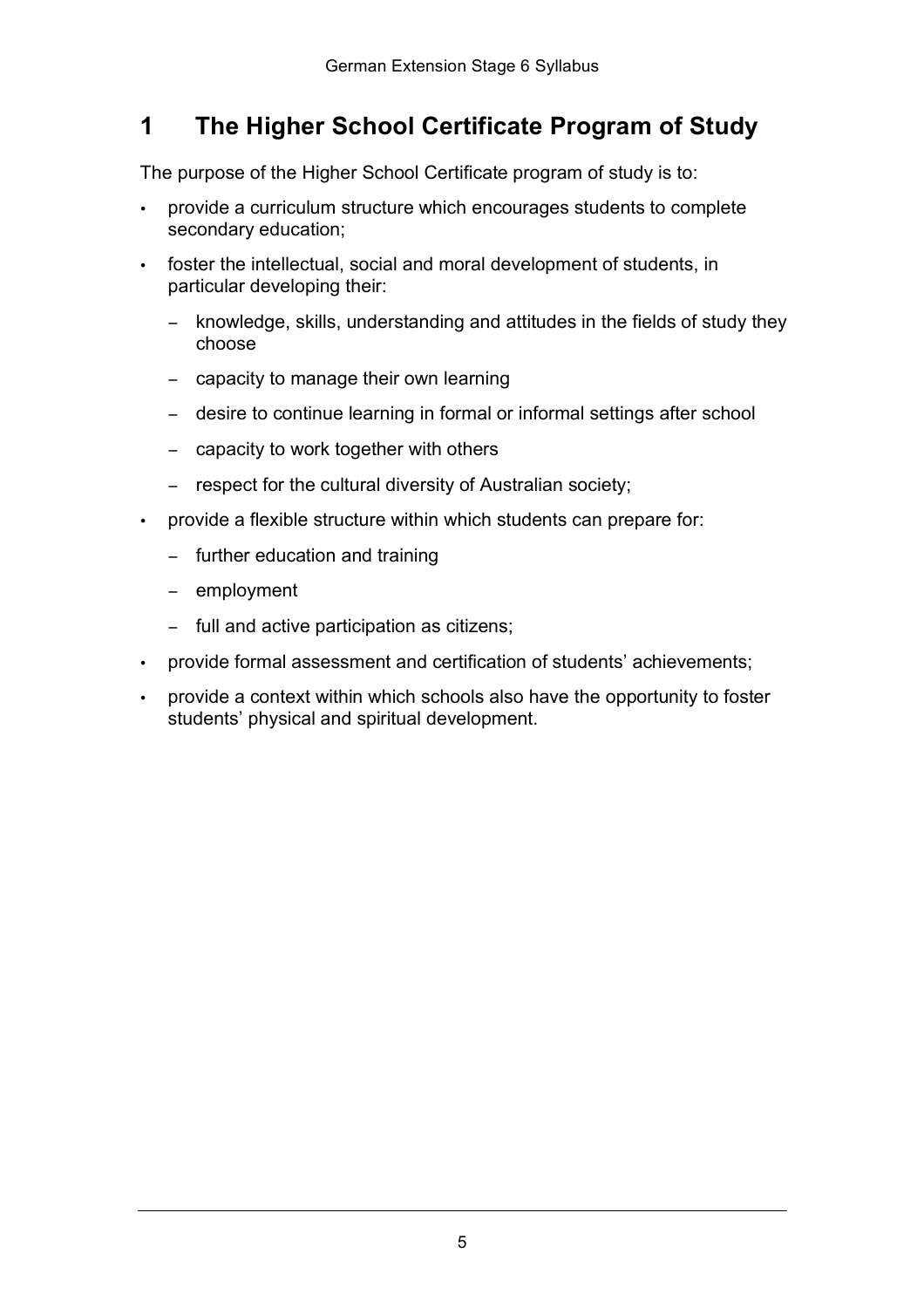# 1 The Higher School Certificate Program of Study

The purpose of the Higher School Certificate program of study is to:

- provide a curriculum structure which encourages students to complete secondary education;
- foster the intellectual, social and moral development of students, in particular developing their:
  - knowledge, skills, understanding and attitudes in the fields of study they choose
  - capacity to manage their own learning
  - desire to continue learning in formal or informal settings after school
  - capacity to work together with others
  - respect for the cultural diversity of Australian society;
- provide a flexible structure within which students can prepare for:
  - further education and training
  - employment
  - full and active participation as citizens;
- provide formal assessment and certification of students' achievements;
- provide a context within which schools also have the opportunity to foster students' physical and spiritual development.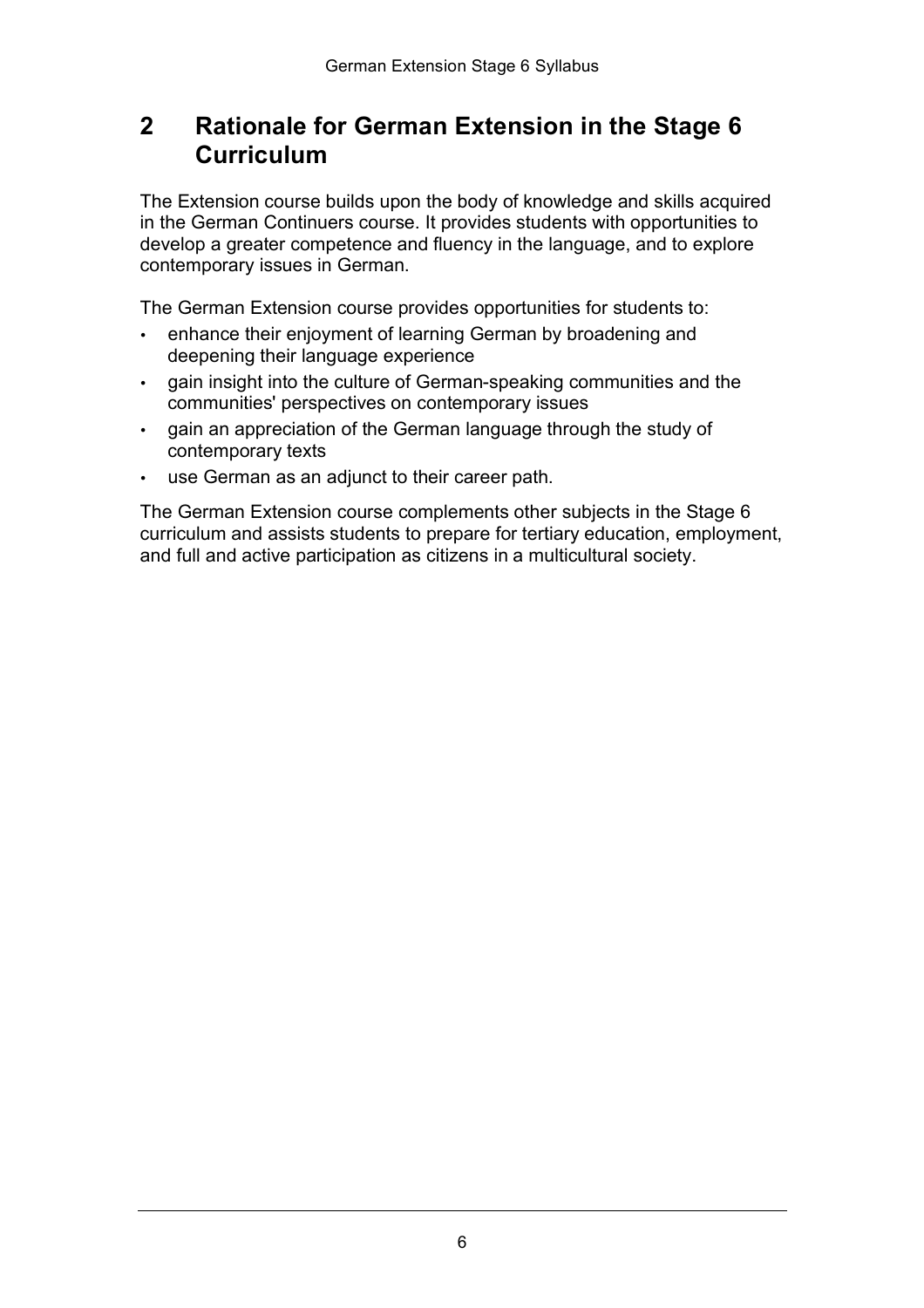## 2 Rationale for German Extension in the Stage 6 Curriculum

The Extension course builds upon the body of knowledge and skills acquired in the German Continuers course. It provides students with opportunities to develop a greater competence and fluency in the language, and to explore contemporary issues in German.

The German Extension course provides opportunities for students to:

- enhance their enjoyment of learning German by broadening and deepening their language experience
- gain insight into the culture of German-speaking communities and the communities' perspectives on contemporary issues
- gain an appreciation of the German language through the study of contemporary texts
- use German as an adjunct to their career path.

The German Extension course complements other subjects in the Stage 6 curriculum and assists students to prepare for tertiary education, employment, and full and active participation as citizens in a multicultural society.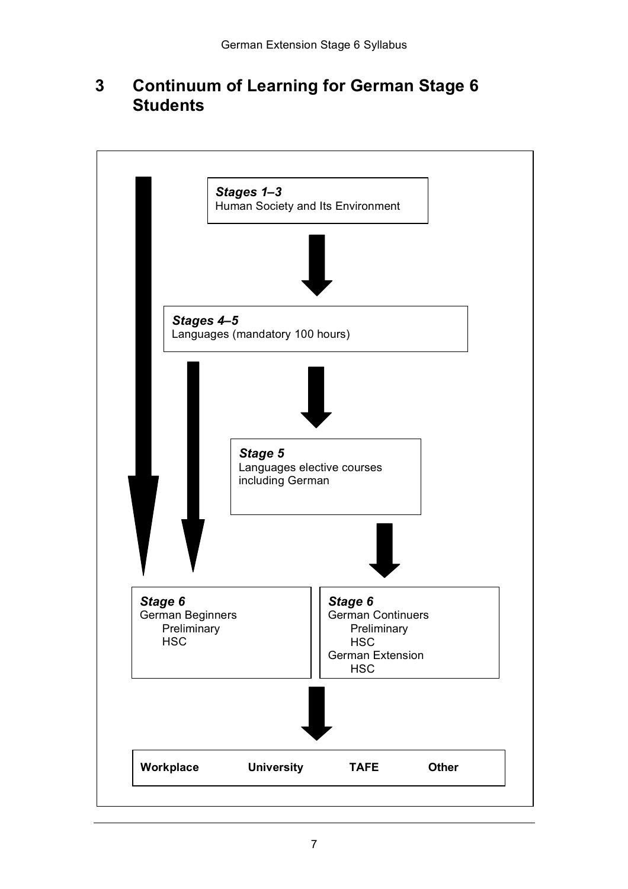# 3 Continuum of Learning for German Stage 6 Students

***Stages 1–3***
Human Society and Its Environment

↓

***Stages 4–5***
Languages (mandatory 100 hours)

↓

***Stage 5***
Languages elective courses including German

↓

***Stage 6***
German Beginners
- Preliminary
- HSC

***Stage 6***
German Continuers
- Preliminary
- HSC

German Extension
- HSC

↓

**Workplace** | **University** | **TAFE** | **Other**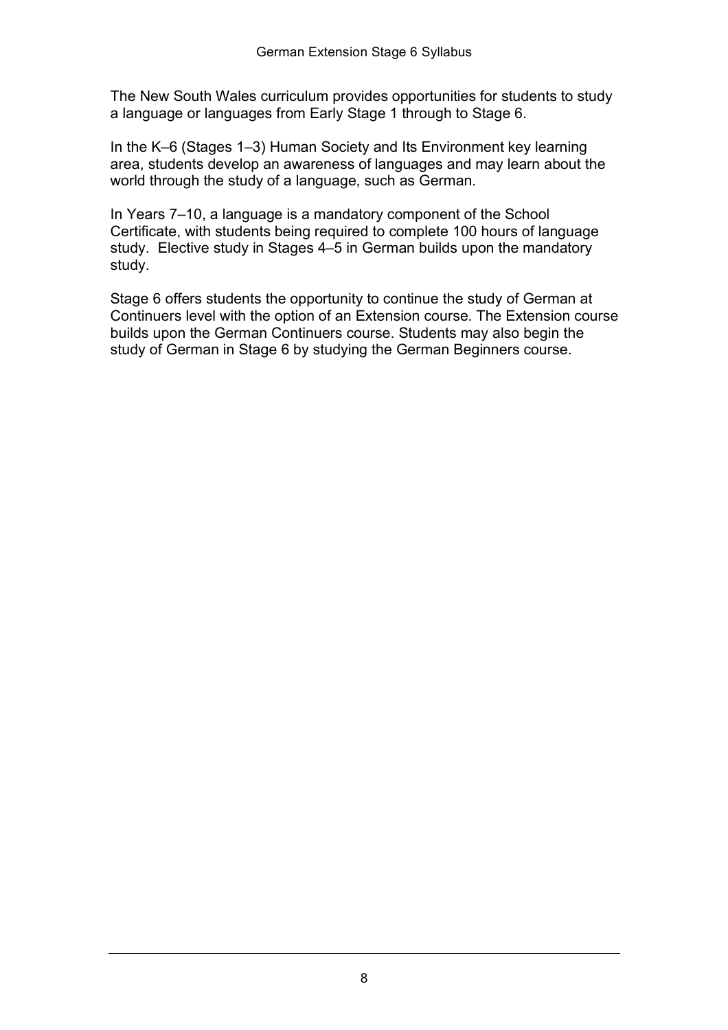The New South Wales curriculum provides opportunities for students to study a language or languages from Early Stage 1 through to Stage 6.

In the K–6 (Stages 1–3) Human Society and Its Environment key learning area, students develop an awareness of languages and may learn about the world through the study of a language, such as German.

In Years 7–10, a language is a mandatory component of the School Certificate, with students being required to complete 100 hours of language study. Elective study in Stages 4–5 in German builds upon the mandatory study.

Stage 6 offers students the opportunity to continue the study of German at Continuers level with the option of an Extension course. The Extension course builds upon the German Continuers course. Students may also begin the study of German in Stage 6 by studying the German Beginners course.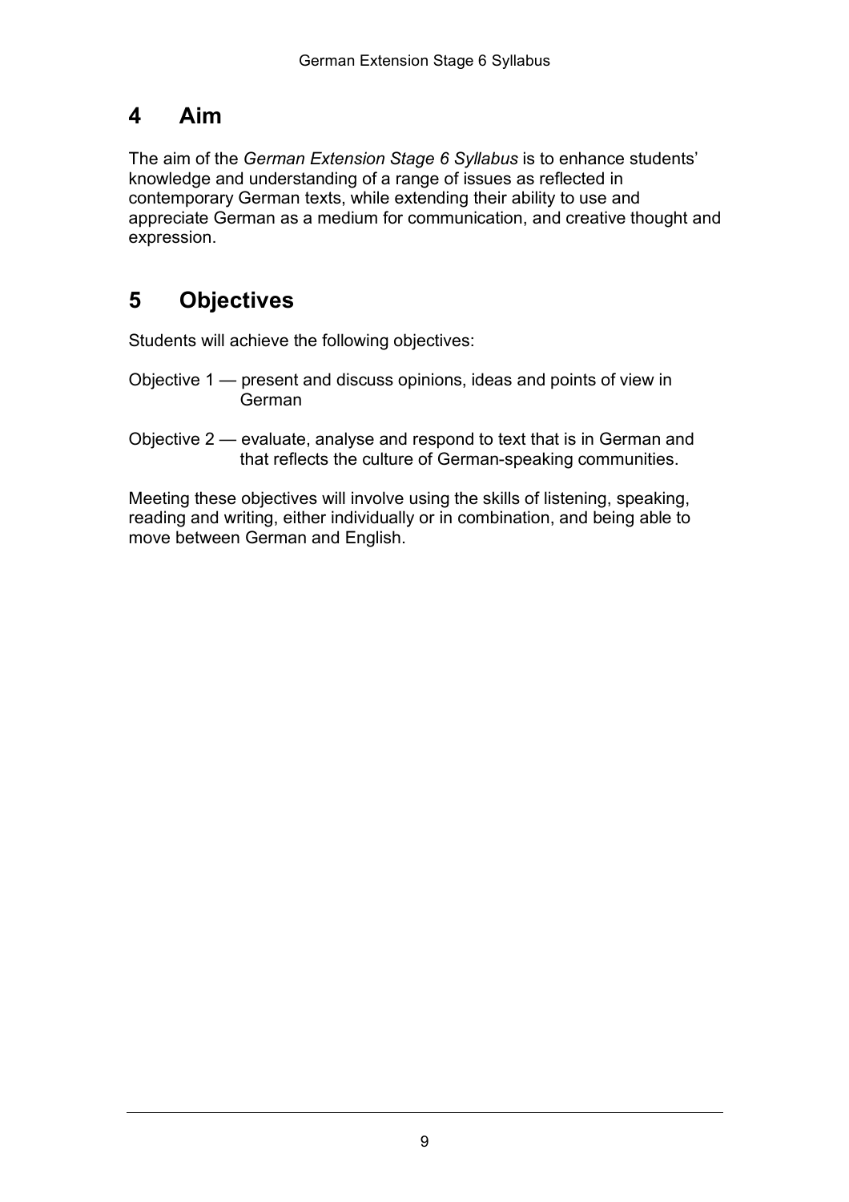# 4 Aim

The aim of the *German Extension Stage 6 Syllabus* is to enhance students' knowledge and understanding of a range of issues as reflected in contemporary German texts, while extending their ability to use and appreciate German as a medium for communication, and creative thought and expression.

# 5 Objectives

Students will achieve the following objectives:

Objective 1 — present and discuss opinions, ideas and points of view in German

Objective 2 — evaluate, analyse and respond to text that is in German and that reflects the culture of German-speaking communities.

Meeting these objectives will involve using the skills of listening, speaking, reading and writing, either individually or in combination, and being able to move between German and English.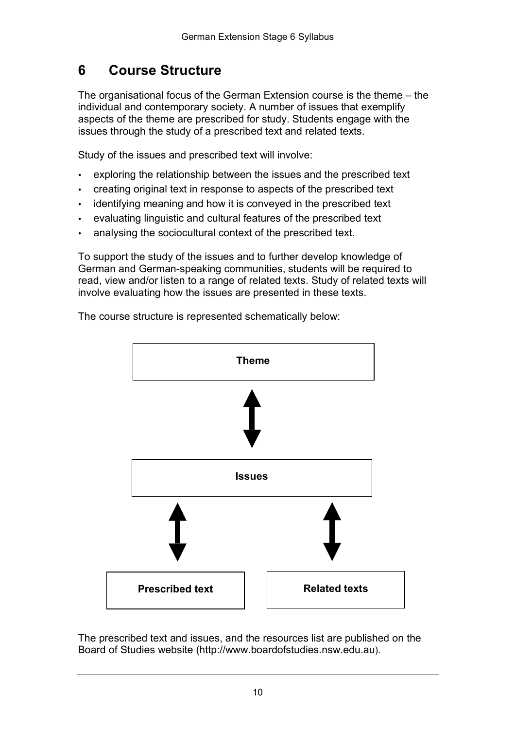## 6 Course Structure

The organisational focus of the German Extension course is the theme – the individual and contemporary society. A number of issues that exemplify aspects of the theme are prescribed for study. Students engage with the issues through the study of a prescribed text and related texts.

Study of the issues and prescribed text will involve:

- exploring the relationship between the issues and the prescribed text
- creating original text in response to aspects of the prescribed text
- identifying meaning and how it is conveyed in the prescribed text
- evaluating linguistic and cultural features of the prescribed text
- analysing the sociocultural context of the prescribed text.

To support the study of the issues and to further develop knowledge of German and German-speaking communities, students will be required to read, view and/or listen to a range of related texts. Study of related texts will involve evaluating how the issues are presented in these texts.

The course structure is represented schematically below:

**Theme**

↕

**Issues**

↕ ↕

**Prescribed text** | **Related texts**

The prescribed text and issues, and the resources list are published on the Board of Studies website (http://www.boardofstudies.nsw.edu.au).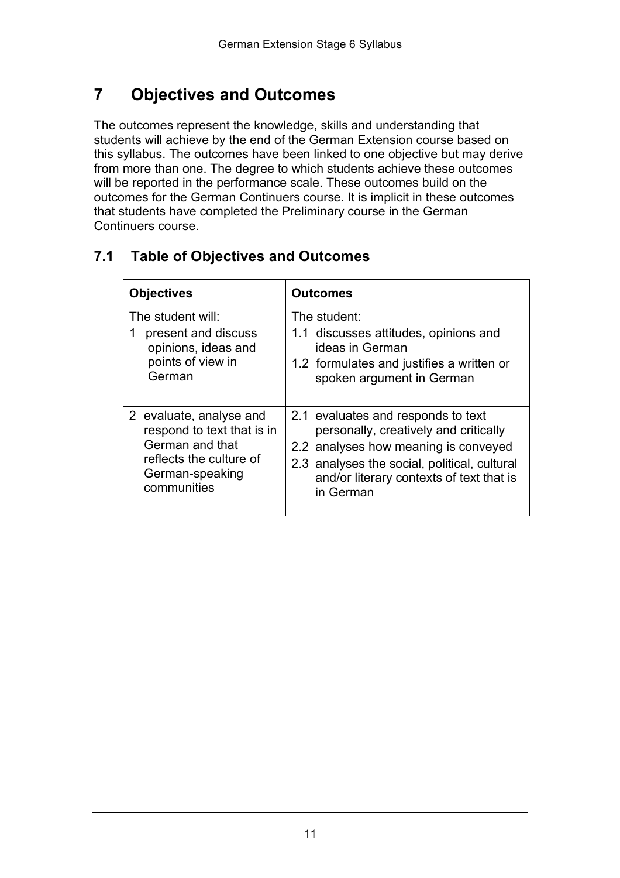# 7 Objectives and Outcomes

The outcomes represent the knowledge, skills and understanding that students will achieve by the end of the German Extension course based on this syllabus. The outcomes have been linked to one objective but may derive from more than one. The degree to which students achieve these outcomes will be reported in the performance scale. These outcomes build on the outcomes for the German Continuers course. It is implicit in these outcomes that students have completed the Preliminary course in the German Continuers course.

## 7.1 Table of Objectives and Outcomes

| Objectives | Outcomes |
|---|---|
| The student will:<br>1 present and discuss opinions, ideas and points of view in German | The student:<br>1.1 discusses attitudes, opinions and ideas in German<br>1.2 formulates and justifies a written or spoken argument in German |
| 2 evaluate, analyse and respond to text that is in German and that reflects the culture of German-speaking communities | 2.1 evaluates and responds to text personally, creatively and critically<br>2.2 analyses how meaning is conveyed<br>2.3 analyses the social, political, cultural and/or literary contexts of text that is in German |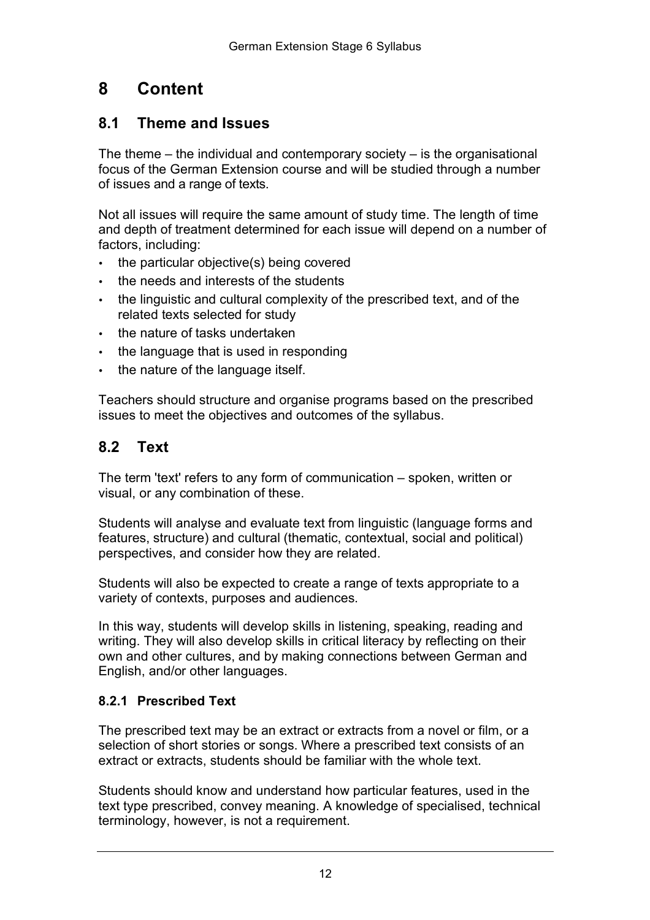# 8 Content

## 8.1 Theme and Issues

The theme – the individual and contemporary society – is the organisational focus of the German Extension course and will be studied through a number of issues and a range of texts.

Not all issues will require the same amount of study time. The length of time and depth of treatment determined for each issue will depend on a number of factors, including:

- the particular objective(s) being covered
- the needs and interests of the students
- the linguistic and cultural complexity of the prescribed text, and of the related texts selected for study
- the nature of tasks undertaken
- the language that is used in responding
- the nature of the language itself.

Teachers should structure and organise programs based on the prescribed issues to meet the objectives and outcomes of the syllabus.

## 8.2 Text

The term 'text' refers to any form of communication – spoken, written or visual, or any combination of these.

Students will analyse and evaluate text from linguistic (language forms and features, structure) and cultural (thematic, contextual, social and political) perspectives, and consider how they are related.

Students will also be expected to create a range of texts appropriate to a variety of contexts, purposes and audiences.

In this way, students will develop skills in listening, speaking, reading and writing. They will also develop skills in critical literacy by reflecting on their own and other cultures, and by making connections between German and English, and/or other languages.

### 8.2.1 Prescribed Text

The prescribed text may be an extract or extracts from a novel or film, or a selection of short stories or songs. Where a prescribed text consists of an extract or extracts, students should be familiar with the whole text.

Students should know and understand how particular features, used in the text type prescribed, convey meaning. A knowledge of specialised, technical terminology, however, is not a requirement.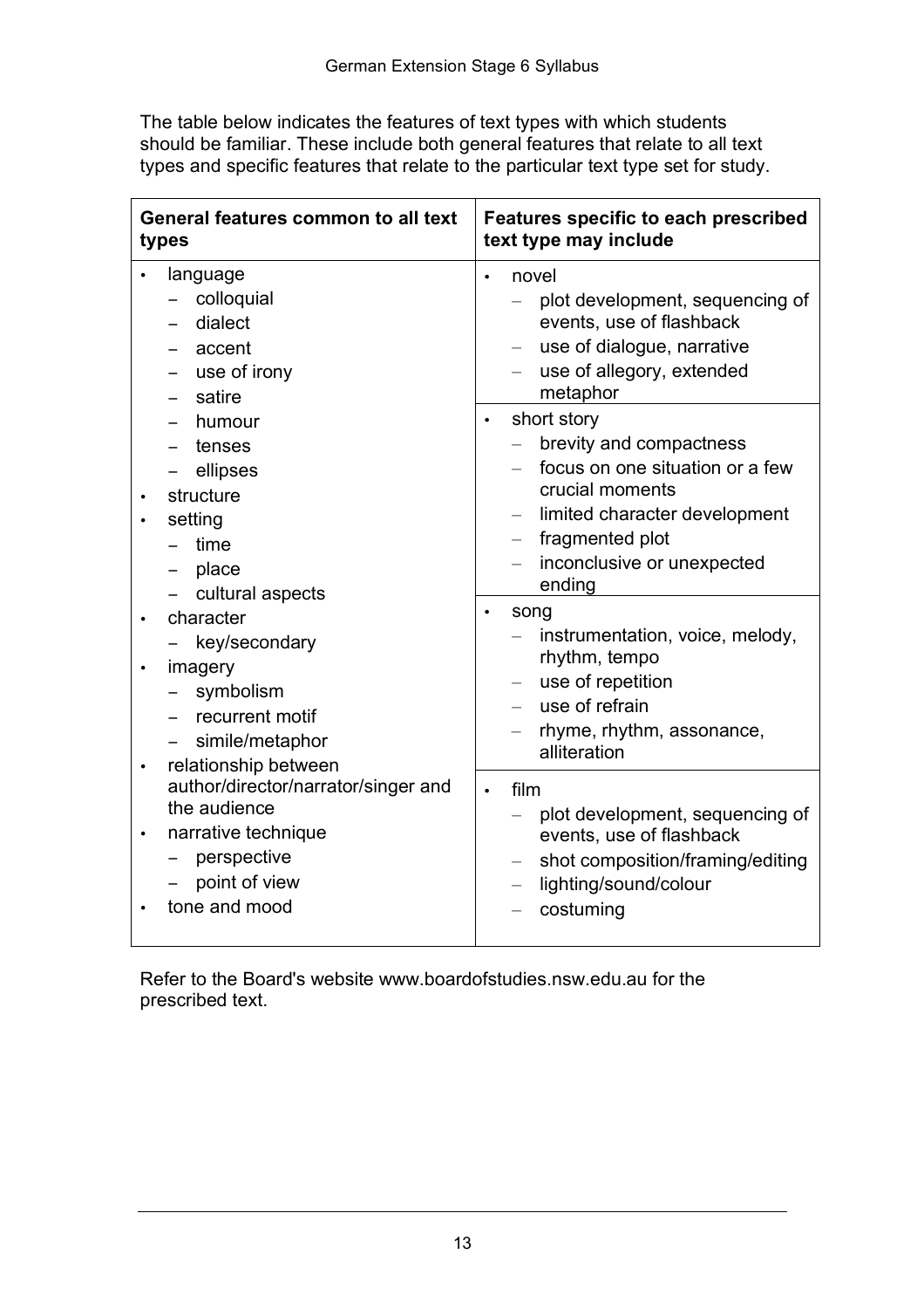The table below indicates the features of text types with which students should be familiar. These include both general features that relate to all text types and specific features that relate to the particular text type set for study.

| General features common to all text types | Features specific to each prescribed text type may include |
| --- | --- |
| • language<br>– colloquial<br>– dialect<br>– accent<br>– use of irony<br>– satire<br>– humour<br>– tenses<br>– ellipses<br>• structure<br>• setting<br>– time<br>– place<br>– cultural aspects<br>• character<br>– key/secondary<br>• imagery<br>– symbolism<br>– recurrent motif<br>– simile/metaphor<br>• relationship between author/director/narrator/singer and the audience<br>• narrative technique<br>– perspective<br>– point of view<br>• tone and mood | • novel<br>– plot development, sequencing of events, use of flashback<br>– use of dialogue, narrative<br>– use of allegory, extended metaphor<br><br>• short story<br>– brevity and compactness<br>– focus on one situation or a few crucial moments<br>– limited character development<br>– fragmented plot<br>– inconclusive or unexpected ending<br><br>• song<br>– instrumentation, voice, melody, rhythm, tempo<br>– use of repetition<br>– use of refrain<br>– rhyme, rhythm, assonance, alliteration<br><br>• film<br>– plot development, sequencing of events, use of flashback<br>– shot composition/framing/editing<br>– lighting/sound/colour<br>– costuming |

Refer to the Board's website www.boardofstudies.nsw.edu.au for the prescribed text.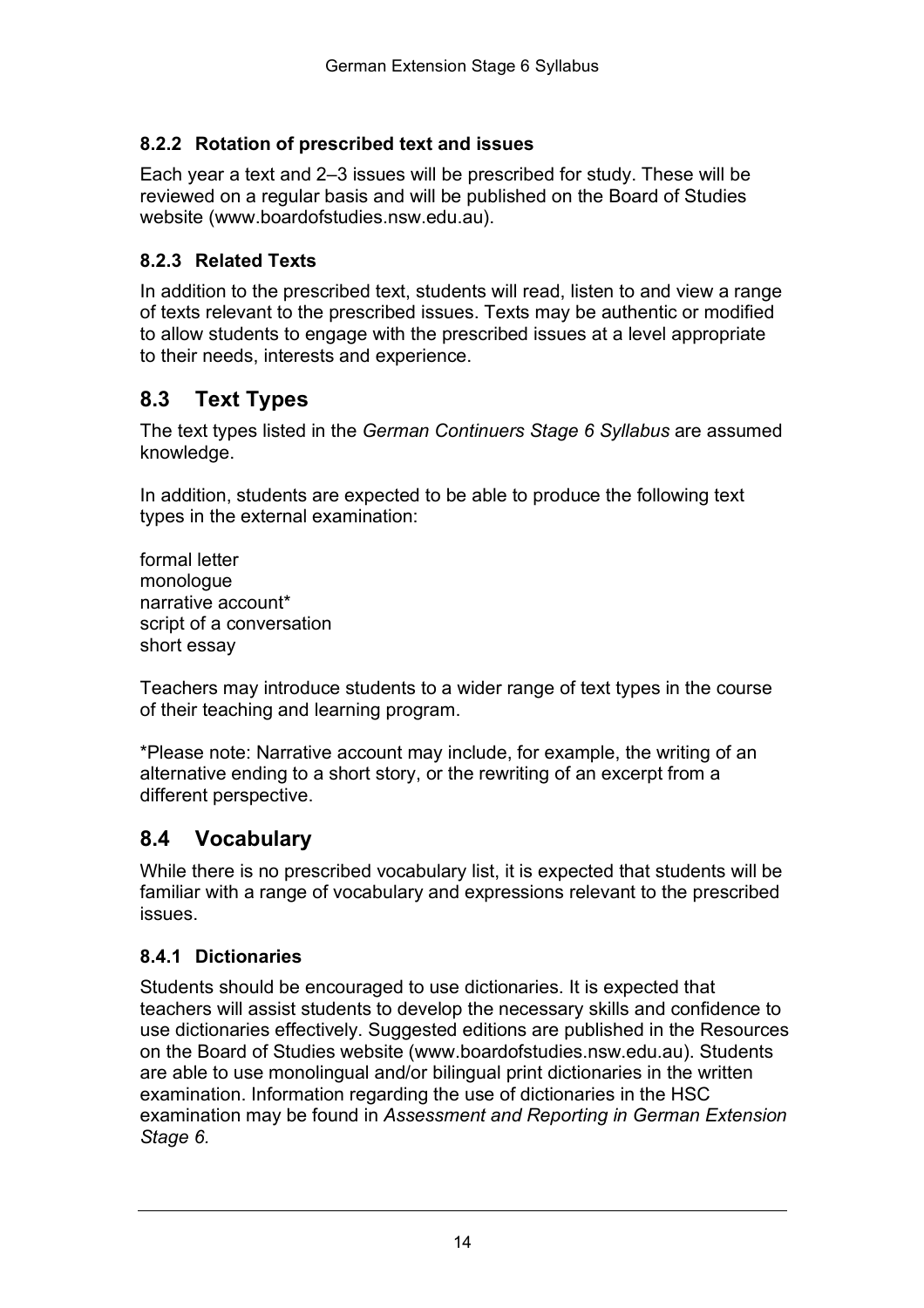### 8.2.2 Rotation of prescribed text and issues

Each year a text and 2–3 issues will be prescribed for study. These will be reviewed on a regular basis and will be published on the Board of Studies website (www.boardofstudies.nsw.edu.au).

### 8.2.3 Related Texts

In addition to the prescribed text, students will read, listen to and view a range of texts relevant to the prescribed issues. Texts may be authentic or modified to allow students to engage with the prescribed issues at a level appropriate to their needs, interests and experience.

## 8.3 Text Types

The text types listed in the *German Continuers Stage 6 Syllabus* are assumed knowledge.

In addition, students are expected to be able to produce the following text types in the external examination:

formal letter
monologue
narrative account*
script of a conversation
short essay

Teachers may introduce students to a wider range of text types in the course of their teaching and learning program.

*Please note: Narrative account may include, for example, the writing of an alternative ending to a short story, or the rewriting of an excerpt from a different perspective.

## 8.4 Vocabulary

While there is no prescribed vocabulary list, it is expected that students will be familiar with a range of vocabulary and expressions relevant to the prescribed issues.

### 8.4.1 Dictionaries

Students should be encouraged to use dictionaries. It is expected that teachers will assist students to develop the necessary skills and confidence to use dictionaries effectively. Suggested editions are published in the Resources on the Board of Studies website (www.boardofstudies.nsw.edu.au). Students are able to use monolingual and/or bilingual print dictionaries in the written examination. Information regarding the use of dictionaries in the HSC examination may be found in *Assessment and Reporting in German Extension Stage 6.*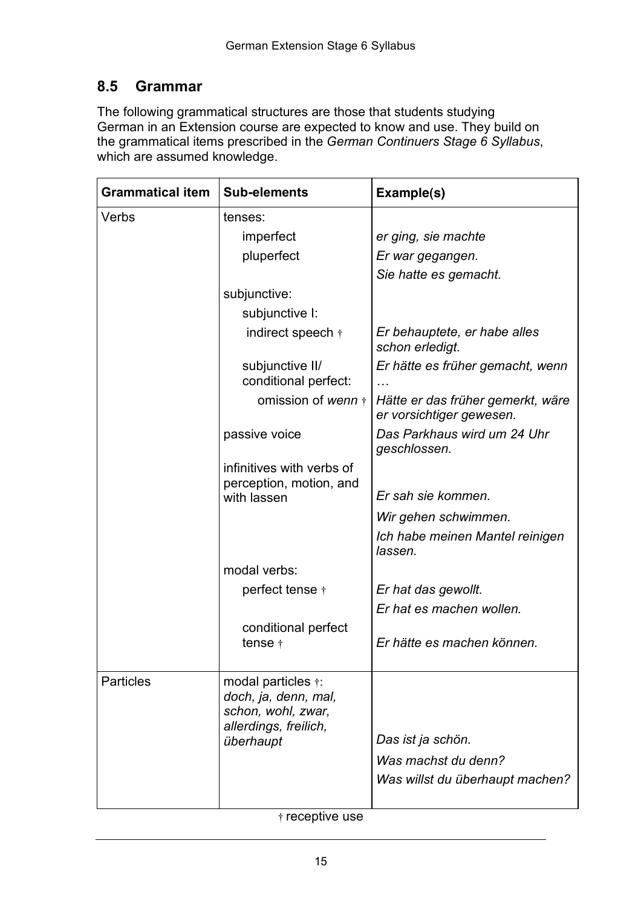## 8.5 Grammar

The following grammatical structures are those that students studying German in an Extension course are expected to know and use. They build on the grammatical items prescribed in the *German Continuers Stage 6 Syllabus*, which are assumed knowledge.

| Grammatical item | Sub-elements | Example(s) |
|---|---|---|
| Verbs | tenses: | |
| | imperfect | *er ging, sie machte* |
| | pluperfect | *Er war gegangen.* |
| | | *Sie hatte es gemacht.* |
| | subjunctive: | |
| | subjunctive I: | |
| | indirect speech † | *Er behauptete, er habe alles schon erledigt.* |
| | subjunctive II/ conditional perfect: | *Er hätte es früher gemacht, wenn …* |
| | omission of *wenn* † | *Hätte er das früher gemerkt, wäre er vorsichtiger gewesen.* |
| | passive voice | *Das Parkhaus wird um 24 Uhr geschlossen.* |
| | infinitives with verbs of perception, motion, and with lassen | *Er sah sie kommen.* |
| | | *Wir gehen schwimmen.* |
| | | *Ich habe meinen Mantel reinigen lassen.* |
| | modal verbs: | |
| | perfect tense † | *Er hat das gewollt.* |
| | | *Er hat es machen wollen.* |
| | conditional perfect tense † | *Er hätte es machen können.* |
| Particles | modal particles †: *doch, ja, denn, mal, schon, wohl, zwar, allerdings, freilich, überhaupt* | *Das ist ja schön.* |
| | | *Was machst du denn?* |
| | | *Was willst du überhaupt machen?* |

† receptive use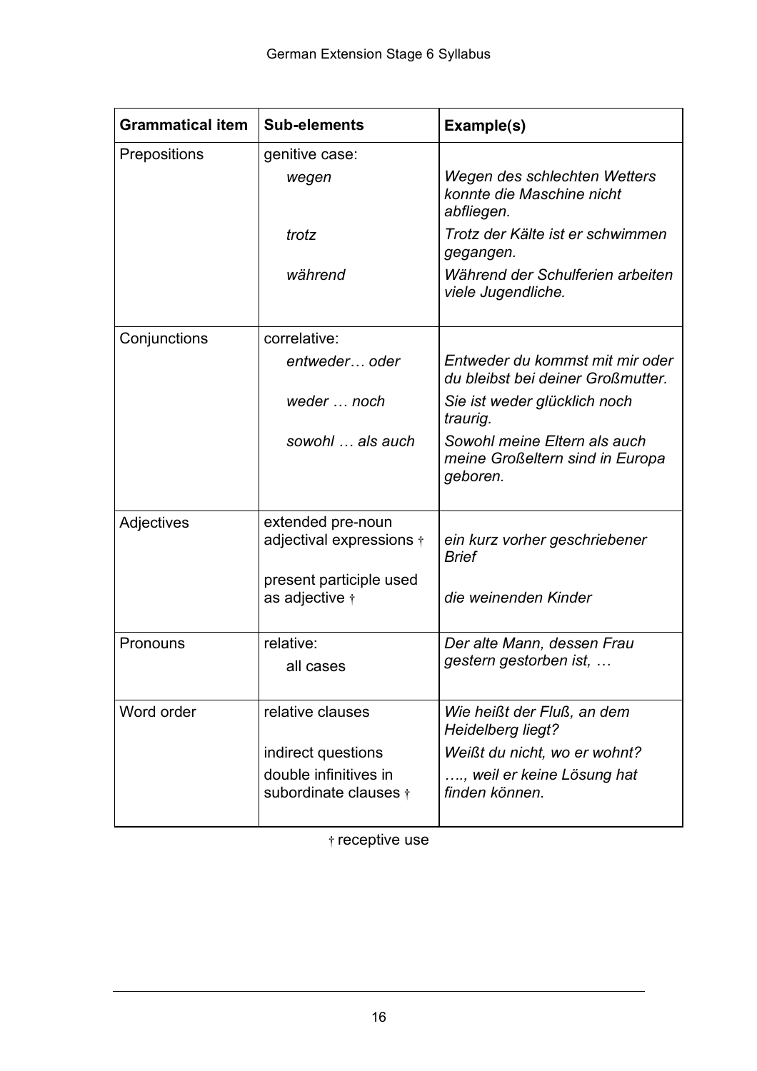| Grammatical item | Sub-elements | Example(s) |
|---|---|---|
| Prepositions | genitive case: | |
| | *wegen* | *Wegen des schlechten Wetters konnte die Maschine nicht abfliegen.* |
| | *trotz* | *Trotz der Kälte ist er schwimmen gegangen.* |
| | *während* | *Während der Schulferien arbeiten viele Jugendliche.* |
| Conjunctions | correlative: | |
| | *entweder… oder* | *Entweder du kommst mit mir oder du bleibst bei deiner Großmutter.* |
| | *weder … noch* | *Sie ist weder glücklich noch traurig.* |
| | *sowohl … als auch* | *Sowohl meine Eltern als auch meine Großeltern sind in Europa geboren.* |
| Adjectives | extended pre-noun adjectival expressions † | *ein kurz vorher geschriebener Brief* |
| | present participle used as adjective † | *die weinenden Kinder* |
| Pronouns | relative: all cases | *Der alte Mann, dessen Frau gestern gestorben ist, …* |
| Word order | relative clauses | *Wie heißt der Fluß, an dem Heidelberg liegt?* |
| | indirect questions | *Weißt du nicht, wo er wohnt?* |
| | double infinitives in subordinate clauses † | *…., weil er keine Lösung hat finden können.* |

† receptive use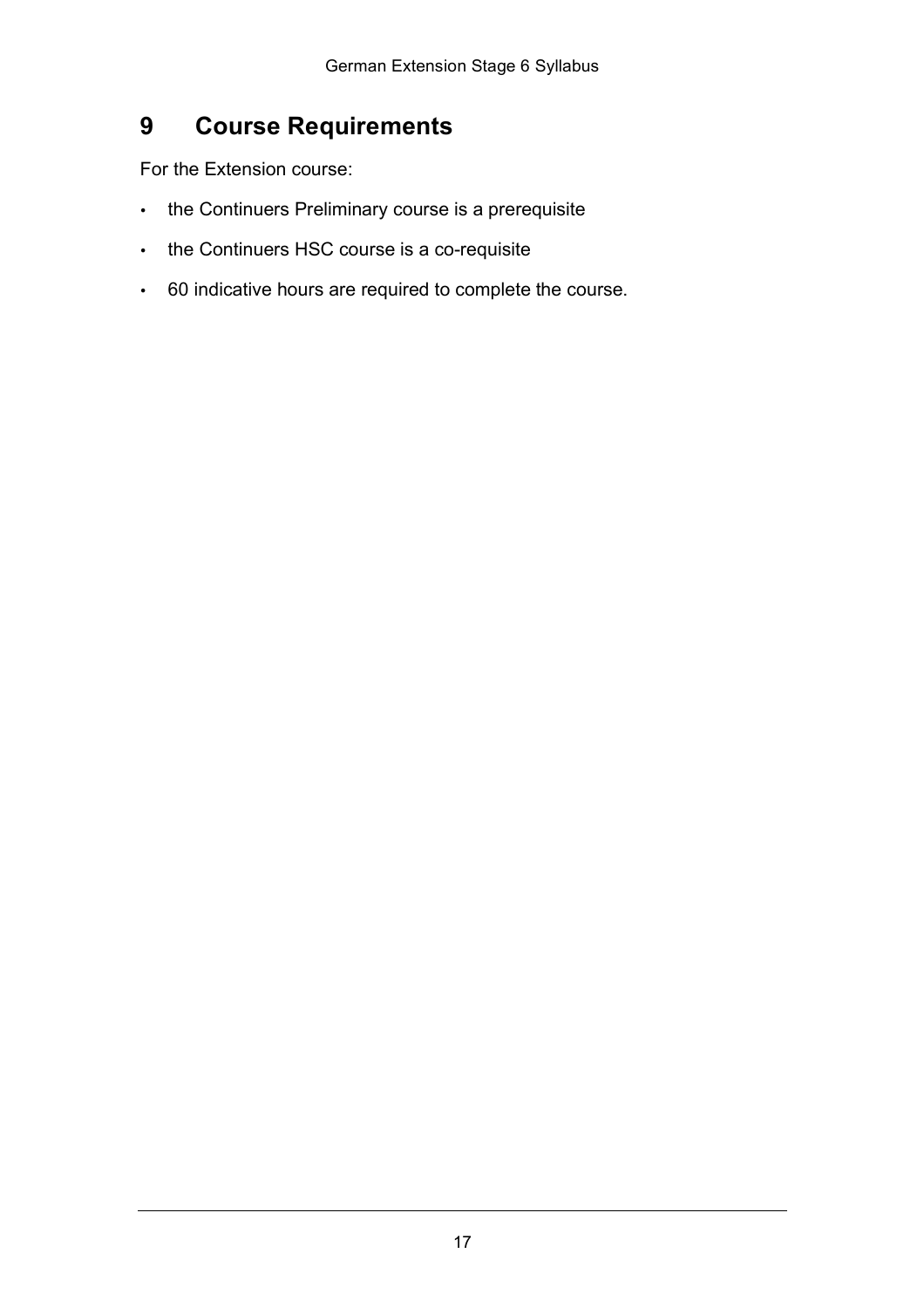# 9 Course Requirements

For the Extension course:

- the Continuers Preliminary course is a prerequisite
- the Continuers HSC course is a co-requisite
- 60 indicative hours are required to complete the course.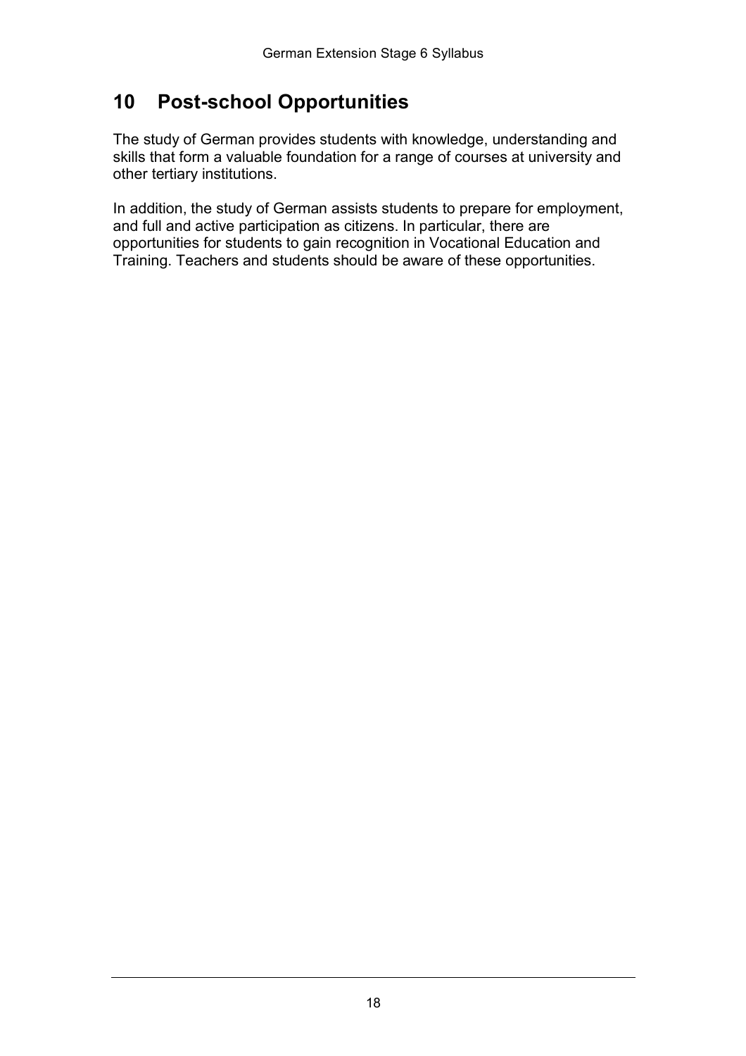## 10 Post-school Opportunities

The study of German provides students with knowledge, understanding and skills that form a valuable foundation for a range of courses at university and other tertiary institutions.

In addition, the study of German assists students to prepare for employment, and full and active participation as citizens. In particular, there are opportunities for students to gain recognition in Vocational Education and Training. Teachers and students should be aware of these opportunities.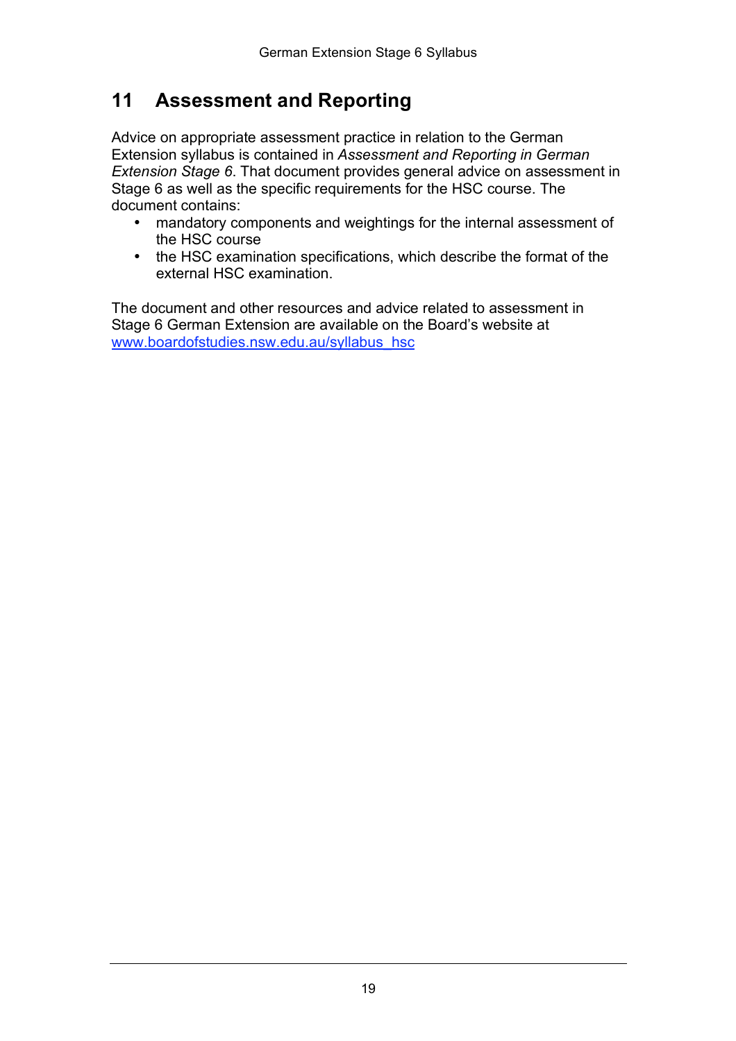## 11 Assessment and Reporting

Advice on appropriate assessment practice in relation to the German Extension syllabus is contained in *Assessment and Reporting in German Extension Stage 6*. That document provides general advice on assessment in Stage 6 as well as the specific requirements for the HSC course. The document contains:

- mandatory components and weightings for the internal assessment of the HSC course
- the HSC examination specifications, which describe the format of the external HSC examination.

The document and other resources and advice related to assessment in Stage 6 German Extension are available on the Board's website at [www.boardofstudies.nsw.edu.au/syllabus_hsc](www.boardofstudies.nsw.edu.au/syllabus_hsc)